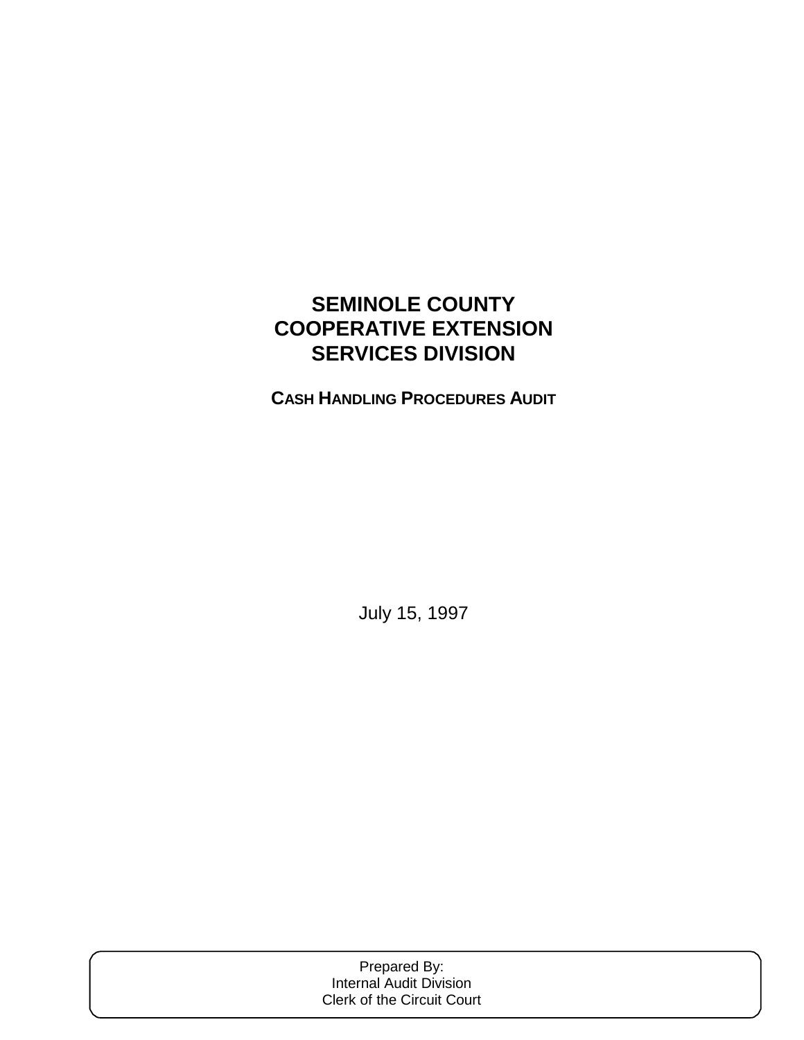# SEMINOLE COUNTY COOPERATIVE EXTENSION SERVICES DIVISION

## CASH HANDLING PROCEDURES AUDIT

July 15, 1997

Prepared By:
Internal Audit Division
Clerk of the Circuit Court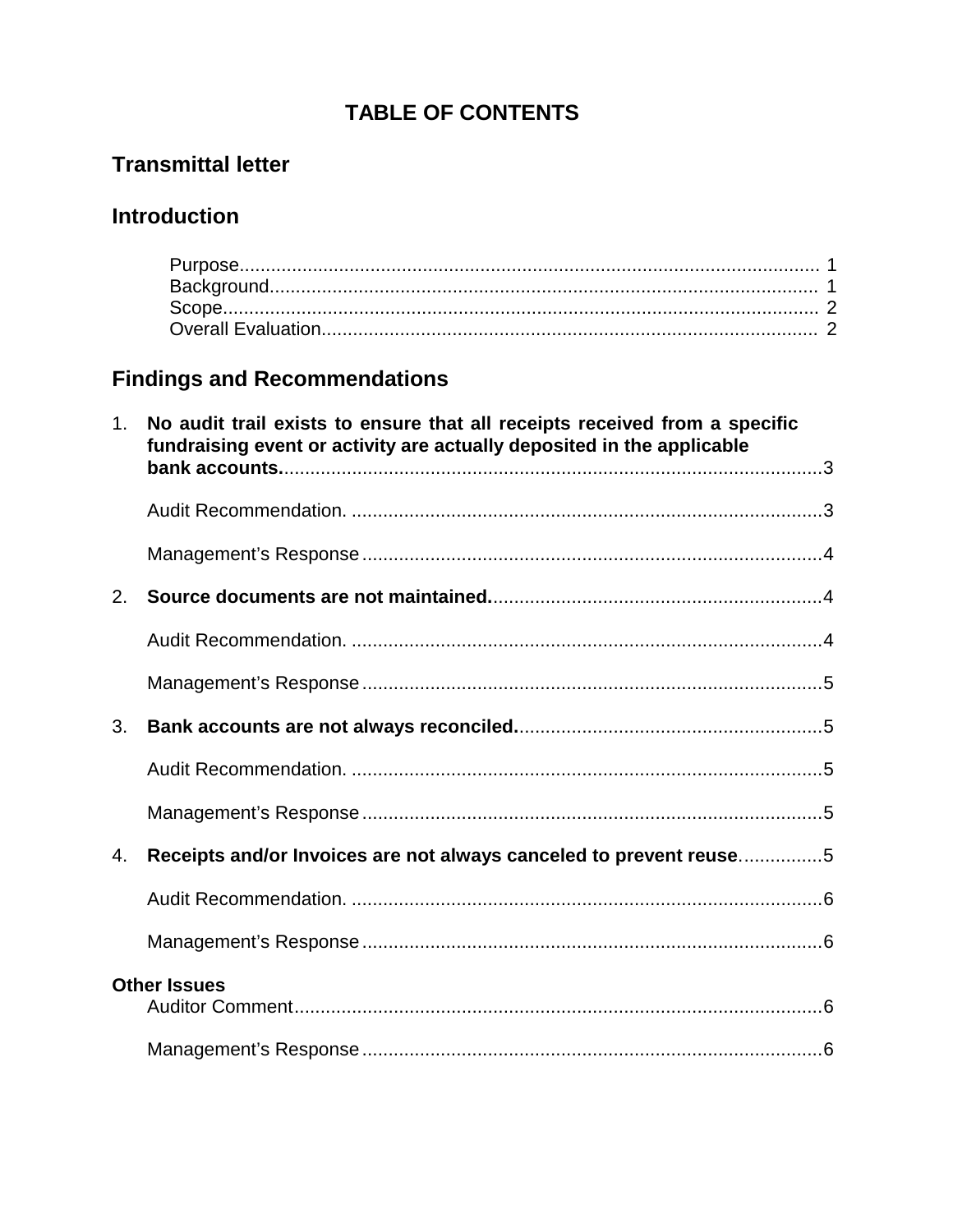# TABLE OF CONTENTS

## Transmittal letter

## Introduction

Purpose.............................................................................................................. 1
Background........................................................................................................ 1
Scope................................................................................................................. 2
Overall Evaluation.............................................................................................. 2

## Findings and Recommendations

1. **No audit trail exists to ensure that all receipts received from a specific fundraising event or activity are actually deposited in the applicable bank accounts.**.......................................................................................................3

   Audit Recommendation. ..........................................................................................3

   Management's Response........................................................................................4

2. **Source documents are not maintained.**...............................................................4

   Audit Recommendation. ..........................................................................................4

   Management's Response........................................................................................5

3. **Bank accounts are not always reconciled.**..........................................................5

   Audit Recommendation. ..........................................................................................5

   Management's Response........................................................................................5

4. **Receipts and/or Invoices are not always canceled to prevent reuse**................5

   Audit Recommendation. ..........................................................................................6

   Management's Response........................................................................................6

**Other Issues**

Auditor Comment.....................................................................................................6

Management's Response........................................................................................6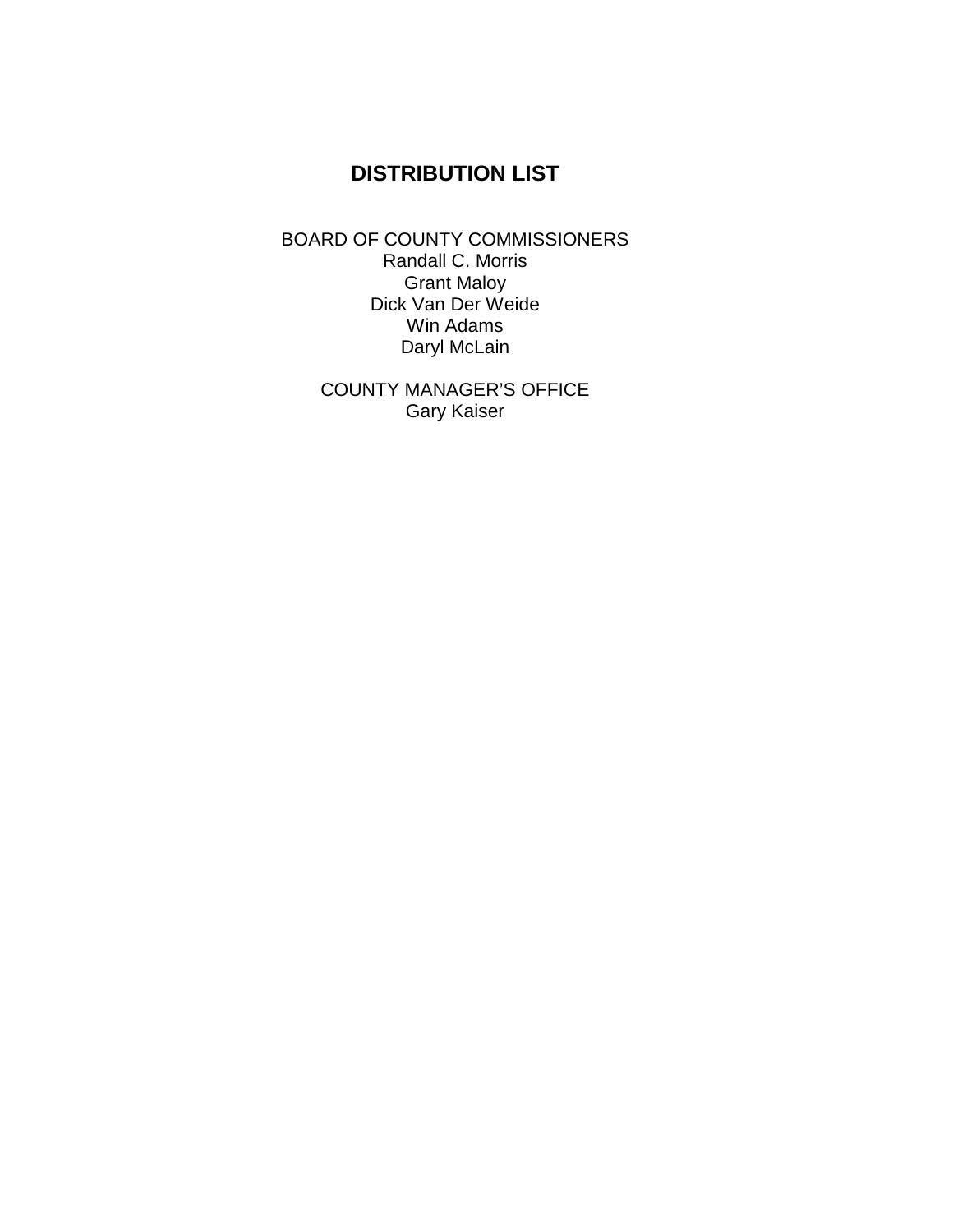# DISTRIBUTION LIST

BOARD OF COUNTY COMMISSIONERS
Randall C. Morris
Grant Maloy
Dick Van Der Weide
Win Adams
Daryl McLain

COUNTY MANAGER'S OFFICE
Gary Kaiser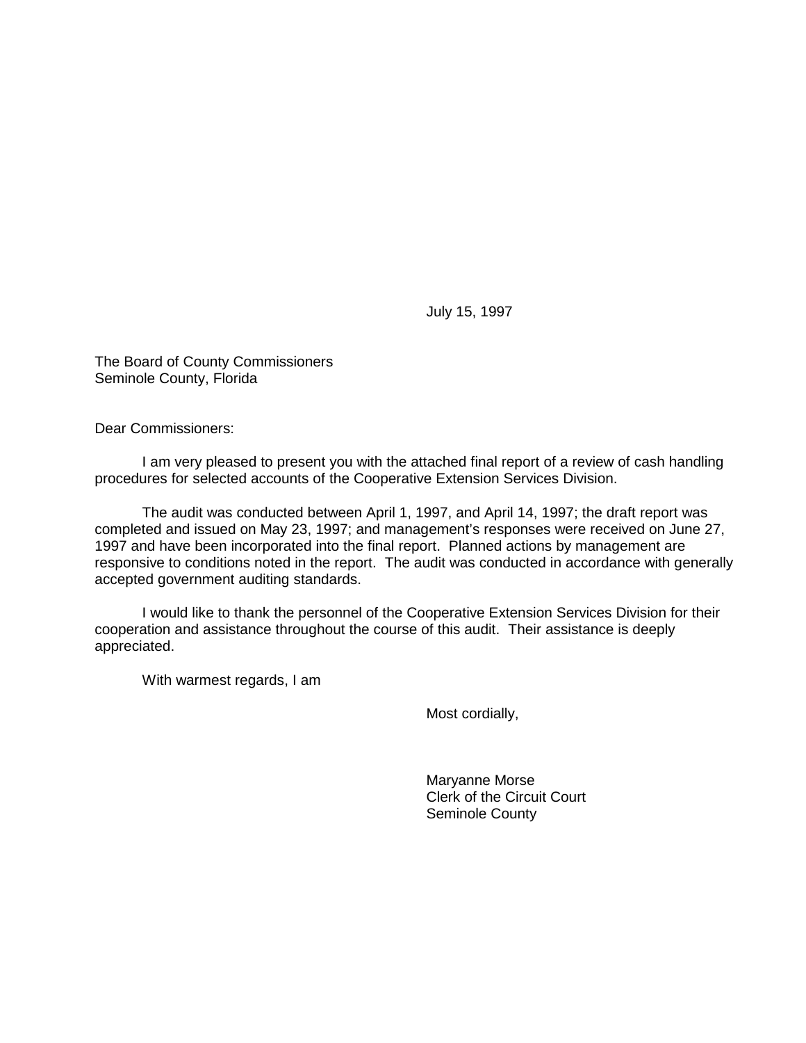July 15, 1997

The Board of County Commissioners
Seminole County, Florida

Dear Commissioners:

I am very pleased to present you with the attached final report of a review of cash handling procedures for selected accounts of the Cooperative Extension Services Division.

The audit was conducted between April 1, 1997, and April 14, 1997; the draft report was completed and issued on May 23, 1997; and management's responses were received on June 27, 1997 and have been incorporated into the final report. Planned actions by management are responsive to conditions noted in the report. The audit was conducted in accordance with generally accepted government auditing standards.

I would like to thank the personnel of the Cooperative Extension Services Division for their cooperation and assistance throughout the course of this audit. Their assistance is deeply appreciated.

With warmest regards, I am

Most cordially,

Maryanne Morse
Clerk of the Circuit Court
Seminole County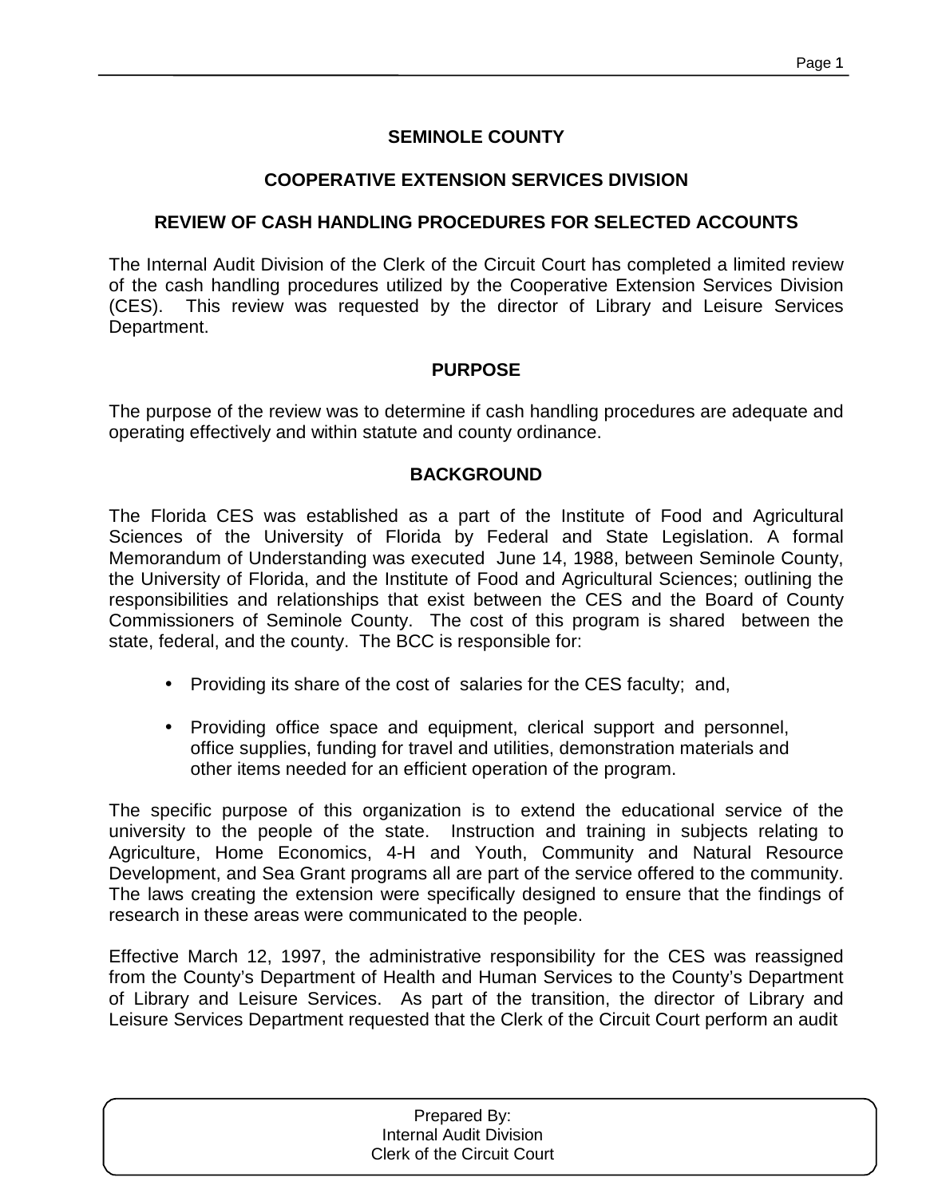# SEMINOLE COUNTY

## COOPERATIVE EXTENSION SERVICES DIVISION

## REVIEW OF CASH HANDLING PROCEDURES FOR SELECTED ACCOUNTS

The Internal Audit Division of the Clerk of the Circuit Court has completed a limited review of the cash handling procedures utilized by the Cooperative Extension Services Division (CES). This review was requested by the director of Library and Leisure Services Department.

### PURPOSE

The purpose of the review was to determine if cash handling procedures are adequate and operating effectively and within statute and county ordinance.

### BACKGROUND

The Florida CES was established as a part of the Institute of Food and Agricultural Sciences of the University of Florida by Federal and State Legislation. A formal Memorandum of Understanding was executed June 14, 1988, between Seminole County, the University of Florida, and the Institute of Food and Agricultural Sciences; outlining the responsibilities and relationships that exist between the CES and the Board of County Commissioners of Seminole County. The cost of this program is shared between the state, federal, and the county. The BCC is responsible for:

- Providing its share of the cost of salaries for the CES faculty; and,
- Providing office space and equipment, clerical support and personnel, office supplies, funding for travel and utilities, demonstration materials and other items needed for an efficient operation of the program.

The specific purpose of this organization is to extend the educational service of the university to the people of the state. Instruction and training in subjects relating to Agriculture, Home Economics, 4-H and Youth, Community and Natural Resource Development, and Sea Grant programs all are part of the service offered to the community. The laws creating the extension were specifically designed to ensure that the findings of research in these areas were communicated to the people.

Effective March 12, 1997, the administrative responsibility for the CES was reassigned from the County's Department of Health and Human Services to the County's Department of Library and Leisure Services. As part of the transition, the director of Library and Leisure Services Department requested that the Clerk of the Circuit Court perform an audit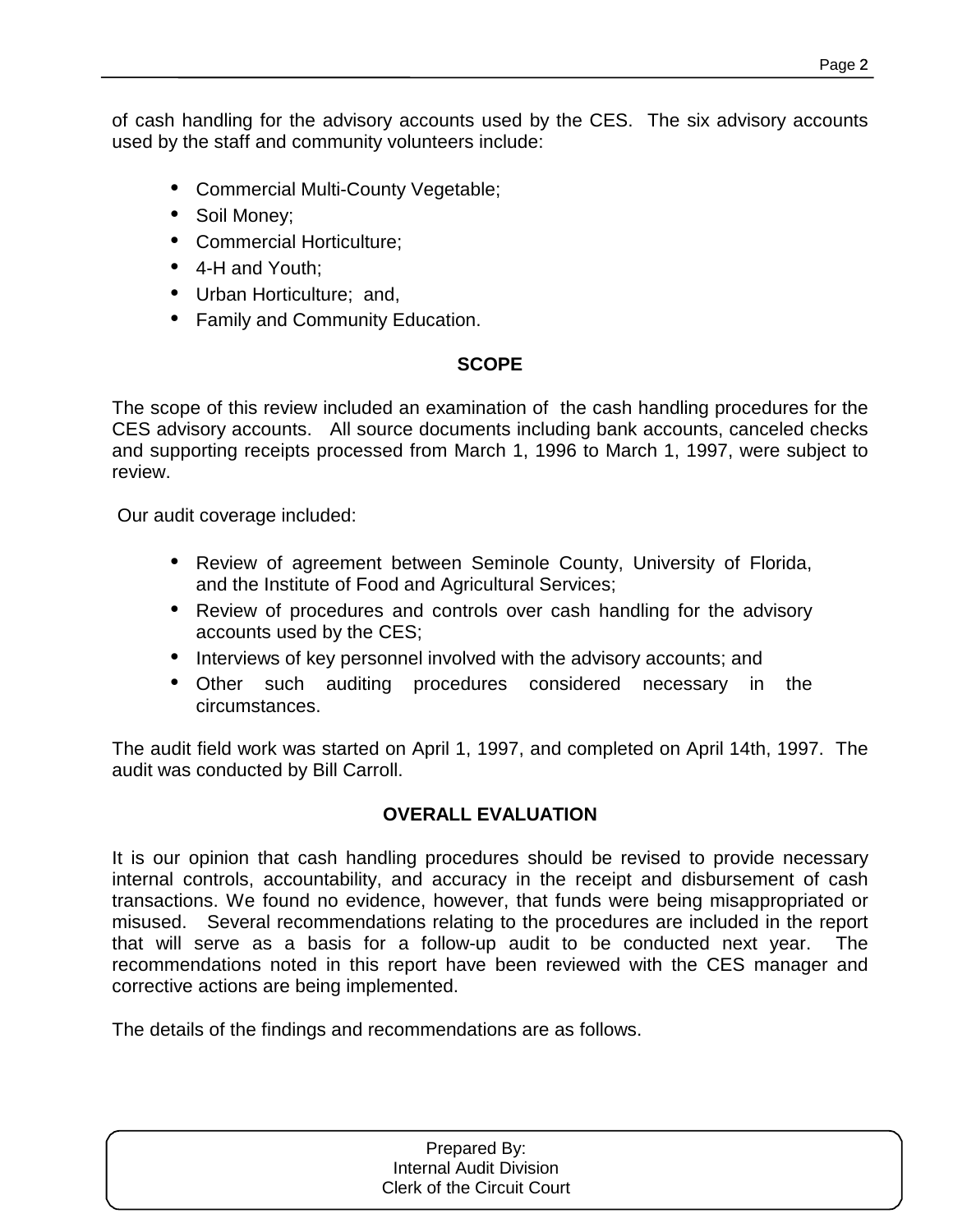of cash handling for the advisory accounts used by the CES. The six advisory accounts used by the staff and community volunteers include:

- Commercial Multi-County Vegetable;
- Soil Money;
- Commercial Horticulture;
- 4-H and Youth;
- Urban Horticulture; and,
- Family and Community Education.

## SCOPE

The scope of this review included an examination of the cash handling procedures for the CES advisory accounts. All source documents including bank accounts, canceled checks and supporting receipts processed from March 1, 1996 to March 1, 1997, were subject to review.

Our audit coverage included:

- Review of agreement between Seminole County, University of Florida, and the Institute of Food and Agricultural Services;
- Review of procedures and controls over cash handling for the advisory accounts used by the CES;
- Interviews of key personnel involved with the advisory accounts; and
- Other such auditing procedures considered necessary in the circumstances.

The audit field work was started on April 1, 1997, and completed on April 14th, 1997. The audit was conducted by Bill Carroll.

## OVERALL EVALUATION

It is our opinion that cash handling procedures should be revised to provide necessary internal controls, accountability, and accuracy in the receipt and disbursement of cash transactions. We found no evidence, however, that funds were being misappropriated or misused. Several recommendations relating to the procedures are included in the report that will serve as a basis for a follow-up audit to be conducted next year. The recommendations noted in this report have been reviewed with the CES manager and corrective actions are being implemented.

The details of the findings and recommendations are as follows.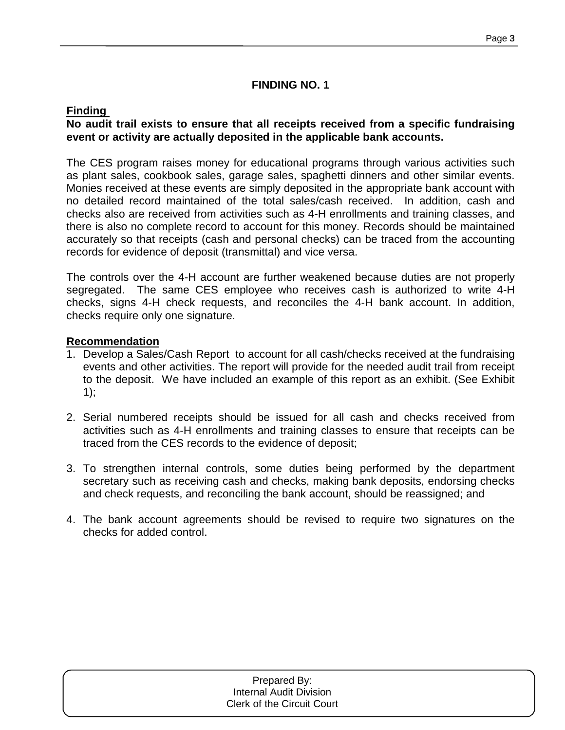## FINDING NO. 1

**Finding**

**No audit trail exists to ensure that all receipts received from a specific fundraising event or activity are actually deposited in the applicable bank accounts.**

The CES program raises money for educational programs through various activities such as plant sales, cookbook sales, garage sales, spaghetti dinners and other similar events. Monies received at these events are simply deposited in the appropriate bank account with no detailed record maintained of the total sales/cash received. In addition, cash and checks also are received from activities such as 4-H enrollments and training classes, and there is also no complete record to account for this money. Records should be maintained accurately so that receipts (cash and personal checks) can be traced from the accounting records for evidence of deposit (transmittal) and vice versa.

The controls over the 4-H account are further weakened because duties are not properly segregated. The same CES employee who receives cash is authorized to write 4-H checks, signs 4-H check requests, and reconciles the 4-H bank account. In addition, checks require only one signature.

**Recommendation**

1. Develop a Sales/Cash Report to account for all cash/checks received at the fundraising events and other activities. The report will provide for the needed audit trail from receipt to the deposit. We have included an example of this report as an exhibit. (See Exhibit 1);

2. Serial numbered receipts should be issued for all cash and checks received from activities such as 4-H enrollments and training classes to ensure that receipts can be traced from the CES records to the evidence of deposit;

3. To strengthen internal controls, some duties being performed by the department secretary such as receiving cash and checks, making bank deposits, endorsing checks and check requests, and reconciling the bank account, should be reassigned; and

4. The bank account agreements should be revised to require two signatures on the checks for added control.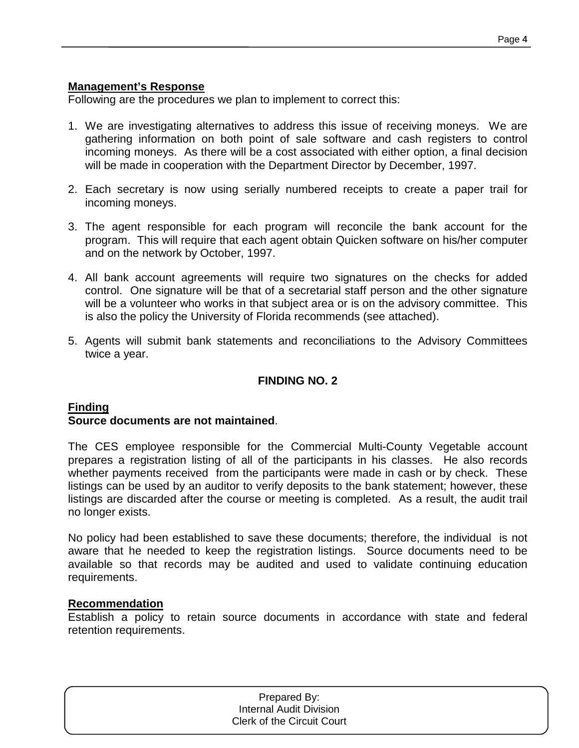**Management's Response**

Following are the procedures we plan to implement to correct this:

1. We are investigating alternatives to address this issue of receiving moneys. We are gathering information on both point of sale software and cash registers to control incoming moneys. As there will be a cost associated with either option, a final decision will be made in cooperation with the Department Director by December, 1997.

2. Each secretary is now using serially numbered receipts to create a paper trail for incoming moneys.

3. The agent responsible for each program will reconcile the bank account for the program. This will require that each agent obtain Quicken software on his/her computer and on the network by October, 1997.

4. All bank account agreements will require two signatures on the checks for added control. One signature will be that of a secretarial staff person and the other signature will be a volunteer who works in that subject area or is on the advisory committee. This is also the policy the University of Florida recommends (see attached).

5. Agents will submit bank statements and reconciliations to the Advisory Committees twice a year.

## FINDING NO. 2

**Finding**

**Source documents are not maintained**.

The CES employee responsible for the Commercial Multi-County Vegetable account prepares a registration listing of all of the participants in his classes. He also records whether payments received from the participants were made in cash or by check. These listings can be used by an auditor to verify deposits to the bank statement; however, these listings are discarded after the course or meeting is completed. As a result, the audit trail no longer exists.

No policy had been established to save these documents; therefore, the individual is not aware that he needed to keep the registration listings. Source documents need to be available so that records may be audited and used to validate continuing education requirements.

**Recommendation**

Establish a policy to retain source documents in accordance with state and federal retention requirements.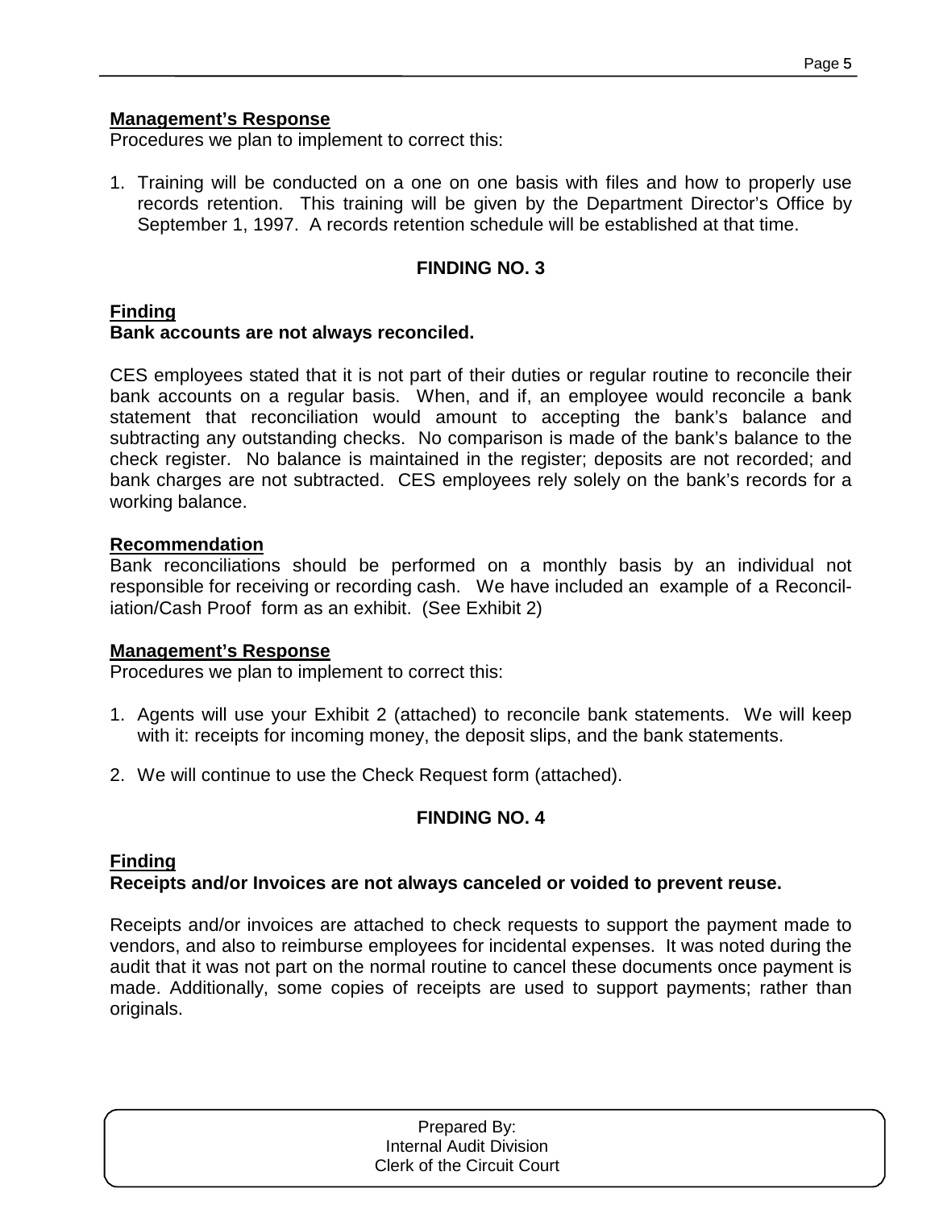**Management's Response**

Procedures we plan to implement to correct this:

1. Training will be conducted on a one on one basis with files and how to properly use records retention. This training will be given by the Department Director's Office by September 1, 1997. A records retention schedule will be established at that time.

### FINDING NO. 3

**Finding**

**Bank accounts are not always reconciled.**

CES employees stated that it is not part of their duties or regular routine to reconcile their bank accounts on a regular basis. When, and if, an employee would reconcile a bank statement that reconciliation would amount to accepting the bank's balance and subtracting any outstanding checks. No comparison is made of the bank's balance to the check register. No balance is maintained in the register; deposits are not recorded; and bank charges are not subtracted. CES employees rely solely on the bank's records for a working balance.

**Recommendation**

Bank reconciliations should be performed on a monthly basis by an individual not responsible for receiving or recording cash. We have included an example of a Reconciliation/Cash Proof form as an exhibit. (See Exhibit 2)

**Management's Response**

Procedures we plan to implement to correct this:

1. Agents will use your Exhibit 2 (attached) to reconcile bank statements. We will keep with it: receipts for incoming money, the deposit slips, and the bank statements.

2. We will continue to use the Check Request form (attached).

### FINDING NO. 4

**Finding**

**Receipts and/or Invoices are not always canceled or voided to prevent reuse.**

Receipts and/or invoices are attached to check requests to support the payment made to vendors, and also to reimburse employees for incidental expenses. It was noted during the audit that it was not part on the normal routine to cancel these documents once payment is made. Additionally, some copies of receipts are used to support payments; rather than originals.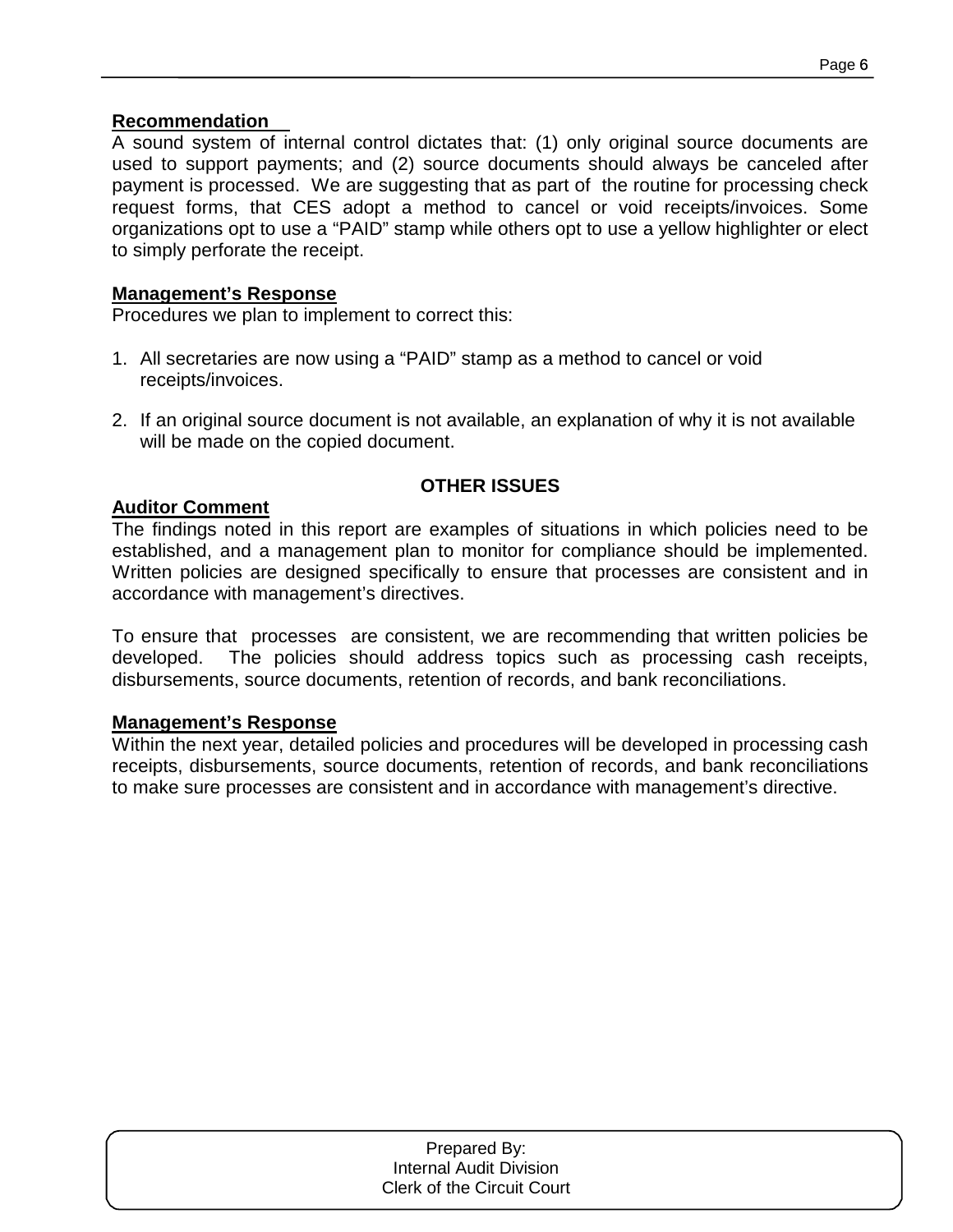**Recommendation**

A sound system of internal control dictates that: (1) only original source documents are used to support payments; and (2) source documents should always be canceled after payment is processed. We are suggesting that as part of the routine for processing check request forms, that CES adopt a method to cancel or void receipts/invoices. Some organizations opt to use a "PAID" stamp while others opt to use a yellow highlighter or elect to simply perforate the receipt.

**Management's Response**

Procedures we plan to implement to correct this:

1. All secretaries are now using a "PAID" stamp as a method to cancel or void receipts/invoices.

2. If an original source document is not available, an explanation of why it is not available will be made on the copied document.

## OTHER ISSUES

**Auditor Comment**

The findings noted in this report are examples of situations in which policies need to be established, and a management plan to monitor for compliance should be implemented. Written policies are designed specifically to ensure that processes are consistent and in accordance with management's directives.

To ensure that processes are consistent, we are recommending that written policies be developed. The policies should address topics such as processing cash receipts, disbursements, source documents, retention of records, and bank reconciliations.

**Management's Response**

Within the next year, detailed policies and procedures will be developed in processing cash receipts, disbursements, source documents, retention of records, and bank reconciliations to make sure processes are consistent and in accordance with management's directive.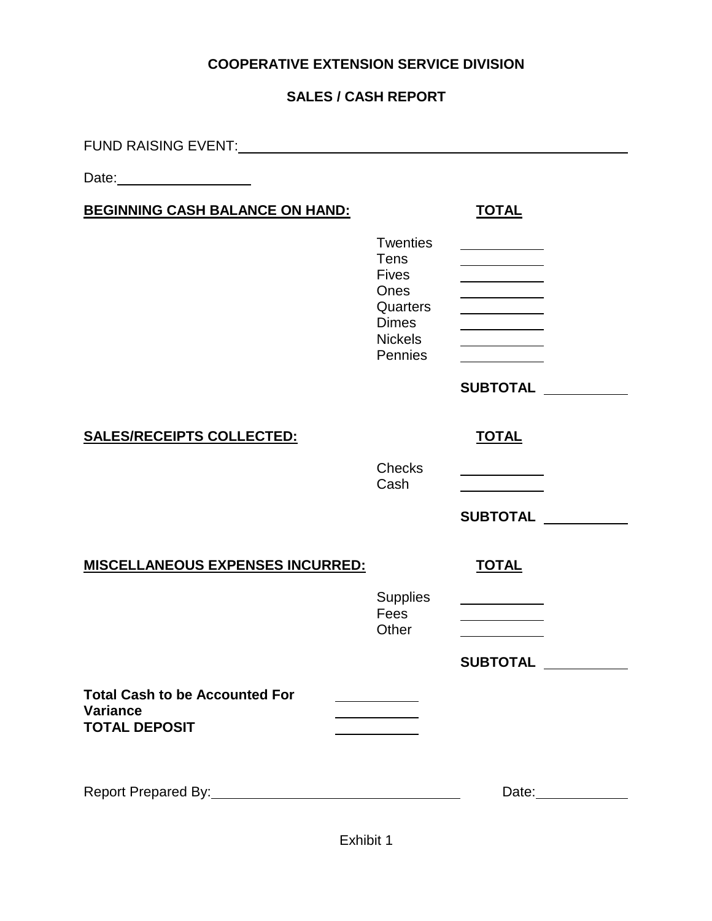# COOPERATIVE EXTENSION SERVICE DIVISION

## SALES / CASH REPORT

FUND RAISING EVENT: ______________________________________________

Date: ________________

**BEGINNING CASH BALANCE ON HAND:** **TOTAL**

| | |
|---|---|
| Twenties | ________ |
| Tens | ________ |
| Fives | ________ |
| Ones | ________ |
| Quarters | ________ |
| Dimes | ________ |
| Nickels | ________ |
| Pennies | ________ |

**SUBTOTAL** ________

**SALES/RECEIPTS COLLECTED:** **TOTAL**

| | |
|---|---|
| Checks | ________ |
| Cash | ________ |

**SUBTOTAL** ________

**MISCELLANEOUS EXPENSES INCURRED:** **TOTAL**

| | |
|---|---|
| Supplies | ________ |
| Fees | ________ |
| Other | ________ |

**SUBTOTAL** ________

| | |
|---|---|
| **Total Cash to be Accounted For** | ________ |
| **Variance** | ________ |
| **TOTAL DEPOSIT** | ________ |

Report Prepared By: ______________________________ Date: __________

Exhibit 1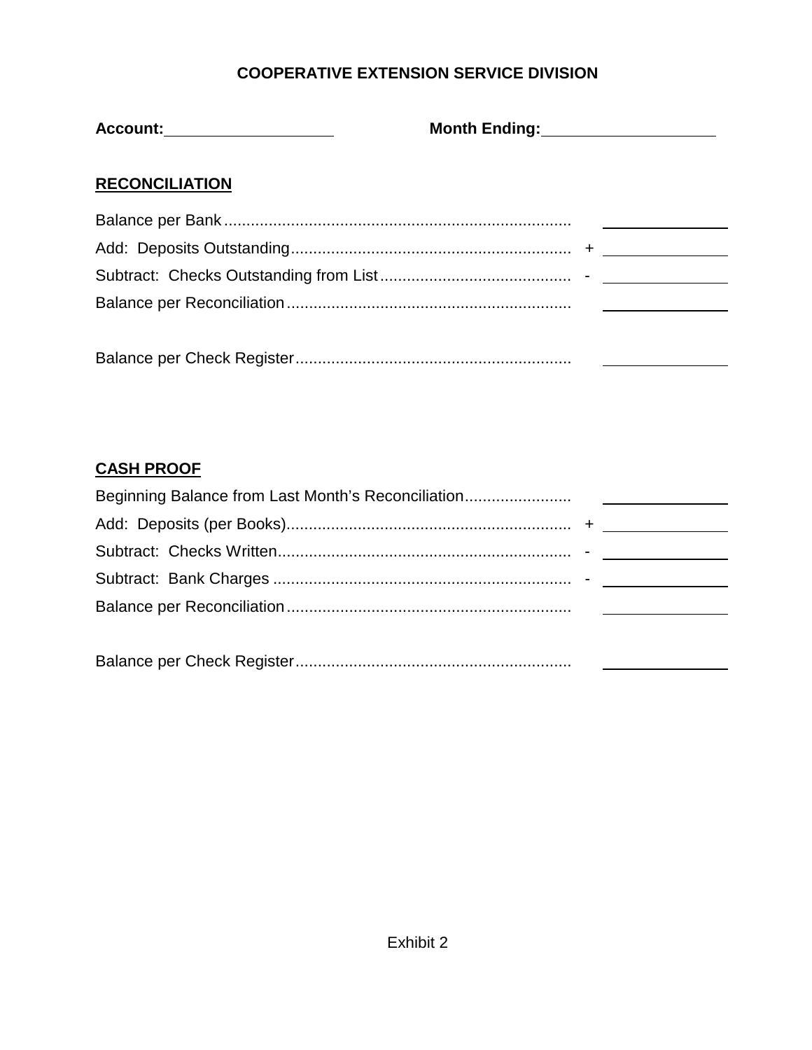# COOPERATIVE EXTENSION SERVICE DIVISION

**Account:** ____________________ **Month Ending:** ____________________

## RECONCILIATION

| | | |
|---|---|---|
| Balance per Bank | | ______________ |
| Add: Deposits Outstanding | + | ______________ |
| Subtract: Checks Outstanding from List | - | ______________ |
| Balance per Reconciliation | | ______________ |
| | | |
| Balance per Check Register | | ______________ |

## CASH PROOF

| | | |
|---|---|---|
| Beginning Balance from Last Month's Reconciliation | | ______________ |
| Add: Deposits (per Books) | + | ______________ |
| Subtract: Checks Written | - | ______________ |
| Subtract: Bank Charges | - | ______________ |
| Balance per Reconciliation | | ______________ |
| | | |
| Balance per Check Register | | ______________ |

Exhibit 2